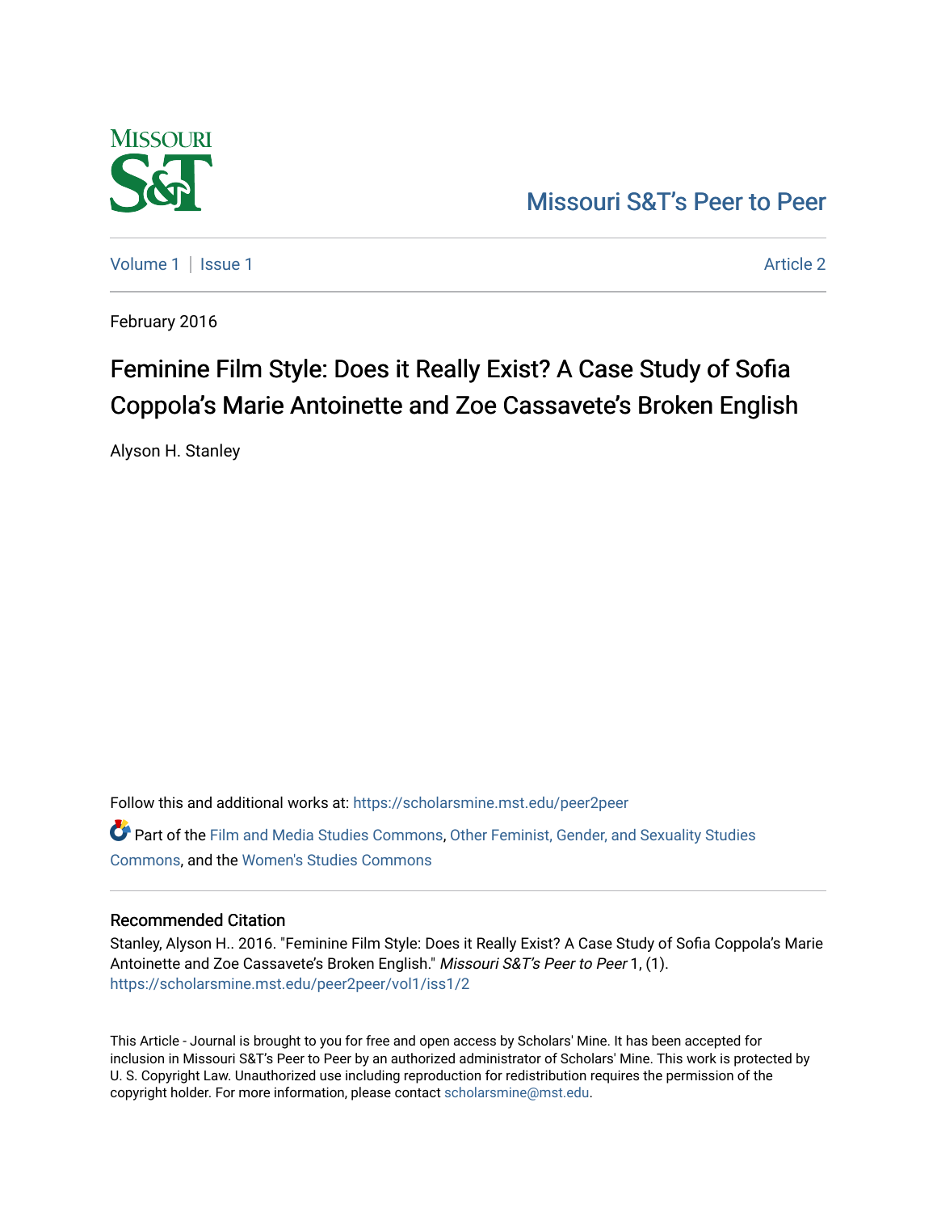Missouri S&T's Peer to Peer

Volume 1 | Issue 1 | Article 2

February 2016

# Feminine Film Style: Does it Really Exist? A Case Study of Sofia Coppola's Marie Antoinette and Zoe Cassavete's Broken English

Alyson H. Stanley

Follow this and additional works at: https://scholarsmine.mst.edu/peer2peer

Part of the Film and Media Studies Commons, Other Feminist, Gender, and Sexuality Studies Commons, and the Women's Studies Commons

## Recommended Citation

Stanley, Alyson H.. 2016. "Feminine Film Style: Does it Really Exist? A Case Study of Sofia Coppola's Marie Antoinette and Zoe Cassavete's Broken English." *Missouri S&T's Peer to Peer* 1, (1).
https://scholarsmine.mst.edu/peer2peer/vol1/iss1/2

This Article - Journal is brought to you for free and open access by Scholars' Mine. It has been accepted for inclusion in Missouri S&T's Peer to Peer by an authorized administrator of Scholars' Mine. This work is protected by U. S. Copyright Law. Unauthorized use including reproduction for redistribution requires the permission of the copyright holder. For more information, please contact scholarsmine@mst.edu.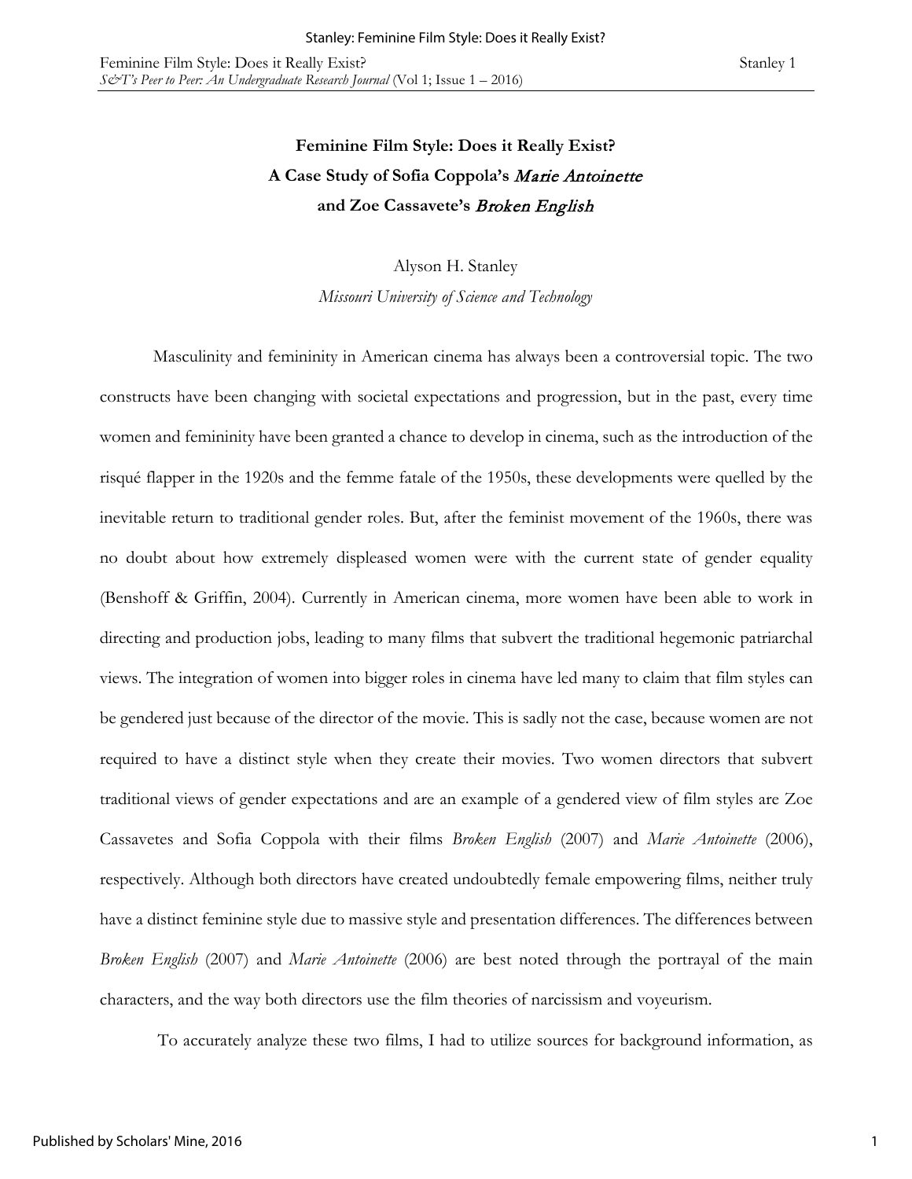# Feminine Film Style: Does it Really Exist?
## A Case Study of Sofia Coppola's *Marie Antoinette* and Zoe Cassavete's *Broken English*

Alyson H. Stanley

*Missouri University of Science and Technology*

Masculinity and femininity in American cinema has always been a controversial topic. The two constructs have been changing with societal expectations and progression, but in the past, every time women and femininity have been granted a chance to develop in cinema, such as the introduction of the risqué flapper in the 1920s and the femme fatale of the 1950s, these developments were quelled by the inevitable return to traditional gender roles. But, after the feminist movement of the 1960s, there was no doubt about how extremely displeased women were with the current state of gender equality (Benshoff & Griffin, 2004). Currently in American cinema, more women have been able to work in directing and production jobs, leading to many films that subvert the traditional hegemonic patriarchal views. The integration of women into bigger roles in cinema have led many to claim that film styles can be gendered just because of the director of the movie. This is sadly not the case, because women are not required to have a distinct style when they create their movies. Two women directors that subvert traditional views of gender expectations and are an example of a gendered view of film styles are Zoe Cassavetes and Sofia Coppola with their films *Broken English* (2007) and *Marie Antoinette* (2006), respectively. Although both directors have created undoubtedly female empowering films, neither truly have a distinct feminine style due to massive style and presentation differences. The differences between *Broken English* (2007) and *Marie Antoinette* (2006) are best noted through the portrayal of the main characters, and the way both directors use the film theories of narcissism and voyeurism.

To accurately analyze these two films, I had to utilize sources for background information, as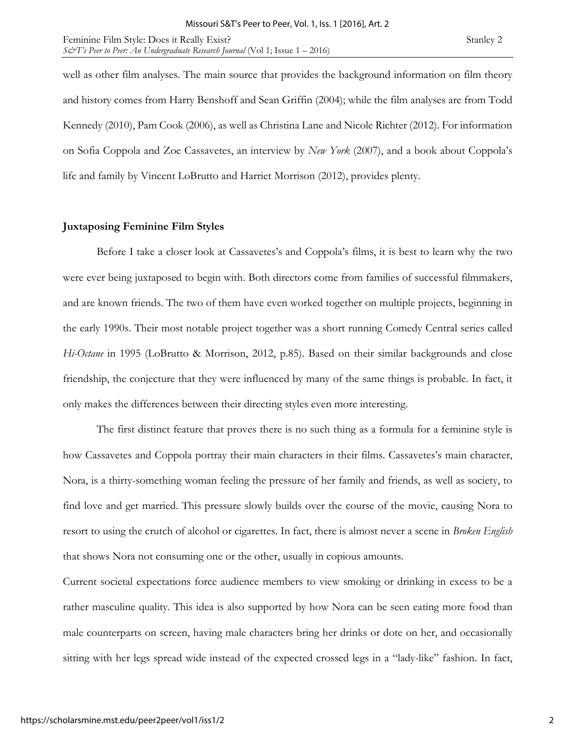well as other film analyses. The main source that provides the background information on film theory and history comes from Harry Benshoff and Sean Griffin (2004); while the film analyses are from Todd Kennedy (2010), Pam Cook (2006), as well as Christina Lane and Nicole Richter (2012). For information on Sofia Coppola and Zoe Cassavetes, an interview by *New York* (2007), and a book about Coppola's life and family by Vincent LoBrutto and Harriet Morrison (2012), provides plenty.

## Juxtaposing Feminine Film Styles

Before I take a closer look at Cassavetes's and Coppola's films, it is best to learn why the two were ever being juxtaposed to begin with. Both directors come from families of successful filmmakers, and are known friends. The two of them have even worked together on multiple projects, beginning in the early 1990s. Their most notable project together was a short running Comedy Central series called *Hi-Octane* in 1995 (LoBrutto & Morrison, 2012, p.85). Based on their similar backgrounds and close friendship, the conjecture that they were influenced by many of the same things is probable. In fact, it only makes the differences between their directing styles even more interesting.

The first distinct feature that proves there is no such thing as a formula for a feminine style is how Cassavetes and Coppola portray their main characters in their films. Cassavetes's main character, Nora, is a thirty-something woman feeling the pressure of her family and friends, as well as society, to find love and get married. This pressure slowly builds over the course of the movie, causing Nora to resort to using the crutch of alcohol or cigarettes. In fact, there is almost never a scene in *Broken English* that shows Nora not consuming one or the other, usually in copious amounts.

Current societal expectations force audience members to view smoking or drinking in excess to be a rather masculine quality. This idea is also supported by how Nora can be seen eating more food than male counterparts on screen, having male characters bring her drinks or dote on her, and occasionally sitting with her legs spread wide instead of the expected crossed legs in a "lady-like" fashion. In fact,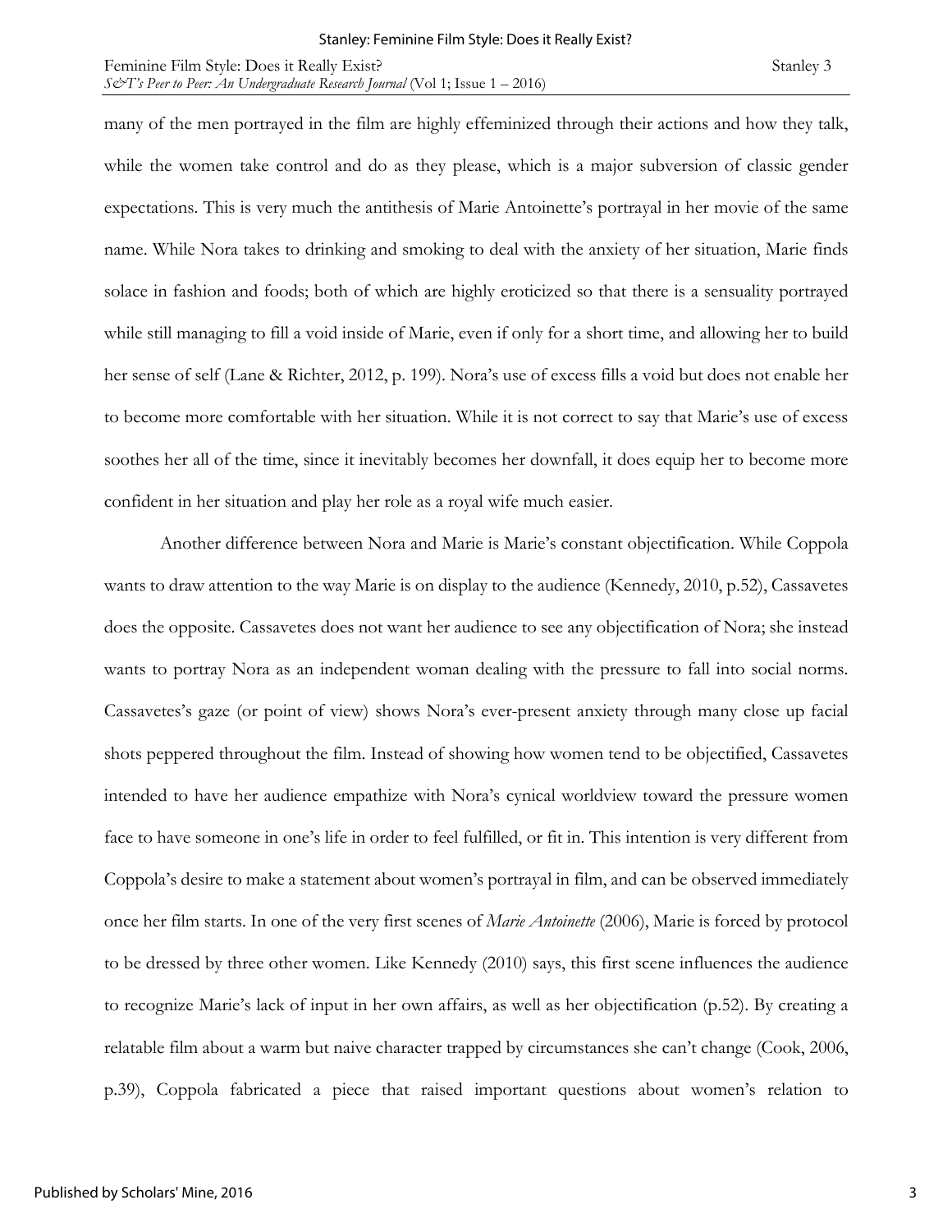many of the men portrayed in the film are highly effeminized through their actions and how they talk, while the women take control and do as they please, which is a major subversion of classic gender expectations. This is very much the antithesis of Marie Antoinette's portrayal in her movie of the same name. While Nora takes to drinking and smoking to deal with the anxiety of her situation, Marie finds solace in fashion and foods; both of which are highly eroticized so that there is a sensuality portrayed while still managing to fill a void inside of Marie, even if only for a short time, and allowing her to build her sense of self (Lane & Richter, 2012, p. 199). Nora's use of excess fills a void but does not enable her to become more comfortable with her situation. While it is not correct to say that Marie's use of excess soothes her all of the time, since it inevitably becomes her downfall, it does equip her to become more confident in her situation and play her role as a royal wife much easier.

Another difference between Nora and Marie is Marie's constant objectification. While Coppola wants to draw attention to the way Marie is on display to the audience (Kennedy, 2010, p.52), Cassavetes does the opposite. Cassavetes does not want her audience to see any objectification of Nora; she instead wants to portray Nora as an independent woman dealing with the pressure to fall into social norms. Cassavetes's gaze (or point of view) shows Nora's ever-present anxiety through many close up facial shots peppered throughout the film. Instead of showing how women tend to be objectified, Cassavetes intended to have her audience empathize with Nora's cynical worldview toward the pressure women face to have someone in one's life in order to feel fulfilled, or fit in. This intention is very different from Coppola's desire to make a statement about women's portrayal in film, and can be observed immediately once her film starts. In one of the very first scenes of *Marie Antoinette* (2006), Marie is forced by protocol to be dressed by three other women. Like Kennedy (2010) says, this first scene influences the audience to recognize Marie's lack of input in her own affairs, as well as her objectification (p.52). By creating a relatable film about a warm but naive character trapped by circumstances she can't change (Cook, 2006, p.39), Coppola fabricated a piece that raised important questions about women's relation to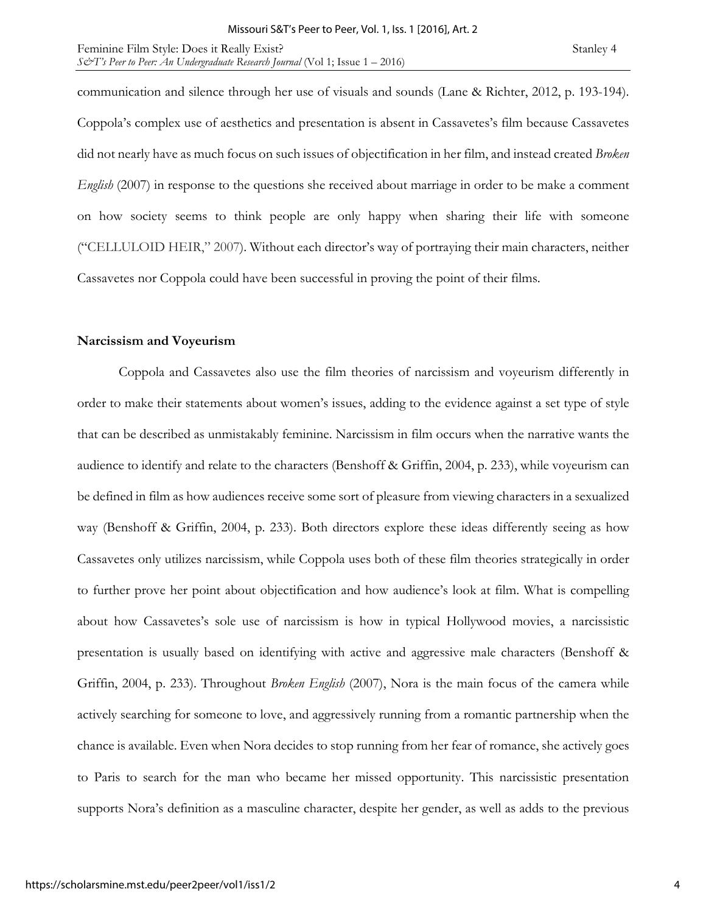communication and silence through her use of visuals and sounds (Lane & Richter, 2012, p. 193-194). Coppola's complex use of aesthetics and presentation is absent in Cassavetes's film because Cassavetes did not nearly have as much focus on such issues of objectification in her film, and instead created *Broken English* (2007) in response to the questions she received about marriage in order to be make a comment on how society seems to think people are only happy when sharing their life with someone ("CELLULOID HEIR," 2007). Without each director's way of portraying their main characters, neither Cassavetes nor Coppola could have been successful in proving the point of their films.

**Narcissism and Voyeurism**

Coppola and Cassavetes also use the film theories of narcissism and voyeurism differently in order to make their statements about women's issues, adding to the evidence against a set type of style that can be described as unmistakably feminine. Narcissism in film occurs when the narrative wants the audience to identify and relate to the characters (Benshoff & Griffin, 2004, p. 233), while voyeurism can be defined in film as how audiences receive some sort of pleasure from viewing characters in a sexualized way (Benshoff & Griffin, 2004, p. 233). Both directors explore these ideas differently seeing as how Cassavetes only utilizes narcissism, while Coppola uses both of these film theories strategically in order to further prove her point about objectification and how audience's look at film. What is compelling about how Cassavetes's sole use of narcissism is how in typical Hollywood movies, a narcissistic presentation is usually based on identifying with active and aggressive male characters (Benshoff & Griffin, 2004, p. 233). Throughout *Broken English* (2007), Nora is the main focus of the camera while actively searching for someone to love, and aggressively running from a romantic partnership when the chance is available. Even when Nora decides to stop running from her fear of romance, she actively goes to Paris to search for the man who became her missed opportunity. This narcissistic presentation supports Nora's definition as a masculine character, despite her gender, as well as adds to the previous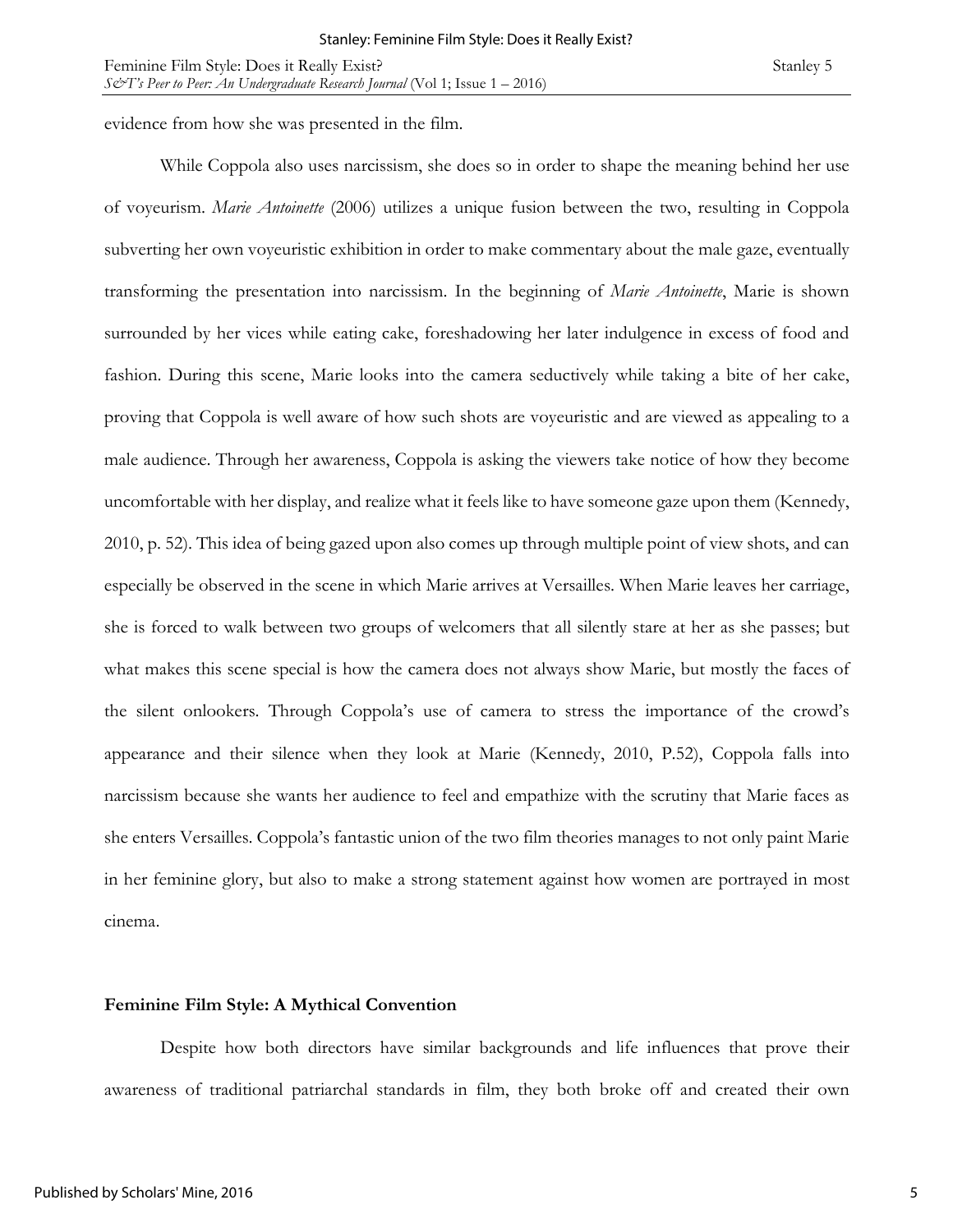evidence from how she was presented in the film.

While Coppola also uses narcissism, she does so in order to shape the meaning behind her use of voyeurism. *Marie Antoinette* (2006) utilizes a unique fusion between the two, resulting in Coppola subverting her own voyeuristic exhibition in order to make commentary about the male gaze, eventually transforming the presentation into narcissism. In the beginning of *Marie Antoinette*, Marie is shown surrounded by her vices while eating cake, foreshadowing her later indulgence in excess of food and fashion. During this scene, Marie looks into the camera seductively while taking a bite of her cake, proving that Coppola is well aware of how such shots are voyeuristic and are viewed as appealing to a male audience. Through her awareness, Coppola is asking the viewers take notice of how they become uncomfortable with her display, and realize what it feels like to have someone gaze upon them (Kennedy, 2010, p. 52). This idea of being gazed upon also comes up through multiple point of view shots, and can especially be observed in the scene in which Marie arrives at Versailles. When Marie leaves her carriage, she is forced to walk between two groups of welcomers that all silently stare at her as she passes; but what makes this scene special is how the camera does not always show Marie, but mostly the faces of the silent onlookers. Through Coppola's use of camera to stress the importance of the crowd's appearance and their silence when they look at Marie (Kennedy, 2010, P.52), Coppola falls into narcissism because she wants her audience to feel and empathize with the scrutiny that Marie faces as she enters Versailles. Coppola's fantastic union of the two film theories manages to not only paint Marie in her feminine glory, but also to make a strong statement against how women are portrayed in most cinema.

**Feminine Film Style: A Mythical Convention**

Despite how both directors have similar backgrounds and life influences that prove their awareness of traditional patriarchal standards in film, they both broke off and created their own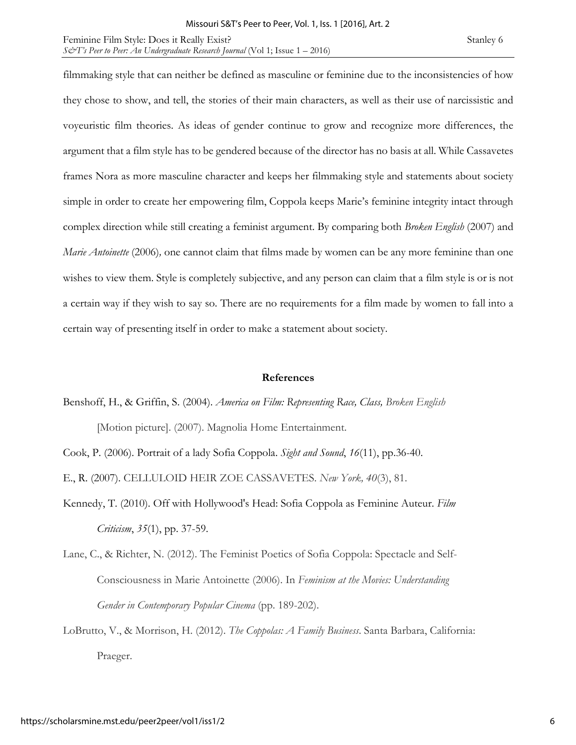filmmaking style that can neither be defined as masculine or feminine due to the inconsistencies of how they chose to show, and tell, the stories of their main characters, as well as their use of narcissistic and voyeuristic film theories. As ideas of gender continue to grow and recognize more differences, the argument that a film style has to be gendered because of the director has no basis at all. While Cassavetes frames Nora as more masculine character and keeps her filmmaking style and statements about society simple in order to create her empowering film, Coppola keeps Marie's feminine integrity intact through complex direction while still creating a feminist argument. By comparing both *Broken English* (2007) and *Marie Antoinette* (2006)*,* one cannot claim that films made by women can be any more feminine than one wishes to view them. Style is completely subjective, and any person can claim that a film style is or is not a certain way if they wish to say so. There are no requirements for a film made by women to fall into a certain way of presenting itself in order to make a statement about society.

**References**

Benshoff, H., & Griffin, S. (2004). *America on Film: Representing Race, Class, Broken English* [Motion picture]. (2007). Magnolia Home Entertainment.

Cook, P. (2006). Portrait of a lady Sofia Coppola. *Sight and Sound*, *16*(11), pp.36-40.

E., R. (2007). CELLULOID HEIR ZOE CASSAVETES. *New York, 40*(3), 81.

Kennedy, T. (2010). Off with Hollywood's Head: Sofia Coppola as Feminine Auteur. *Film Criticism*, *35*(1), pp. 37-59.

Lane, C., & Richter, N. (2012). The Feminist Poetics of Sofia Coppola: Spectacle and Self-Consciousness in Marie Antoinette (2006). In *Feminism at the Movies: Understanding Gender in Contemporary Popular Cinema* (pp. 189-202).

LoBrutto, V., & Morrison, H. (2012). *The Coppolas: A Family Business*. Santa Barbara, California: Praeger.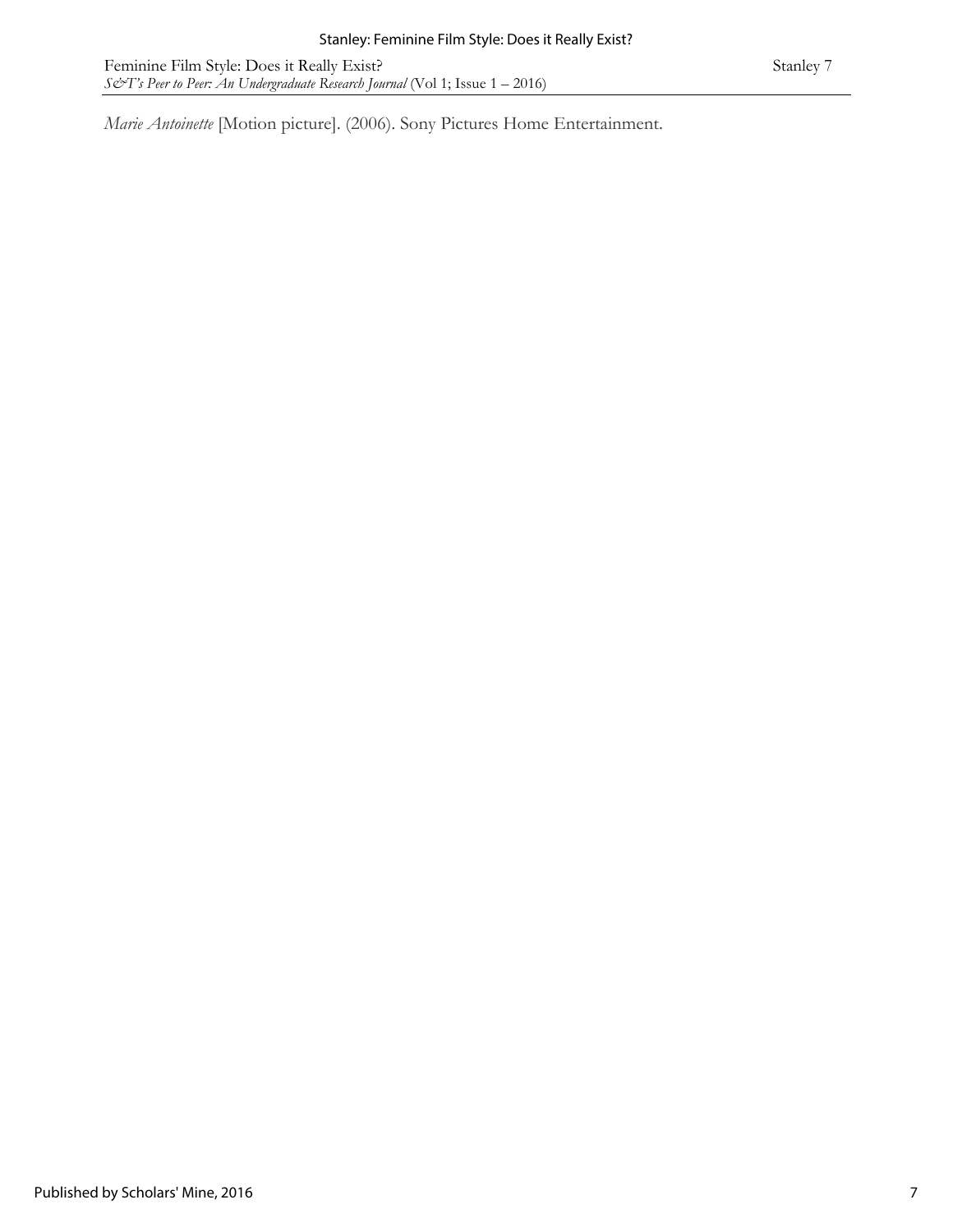*Marie Antoinette* [Motion picture]. (2006). Sony Pictures Home Entertainment.